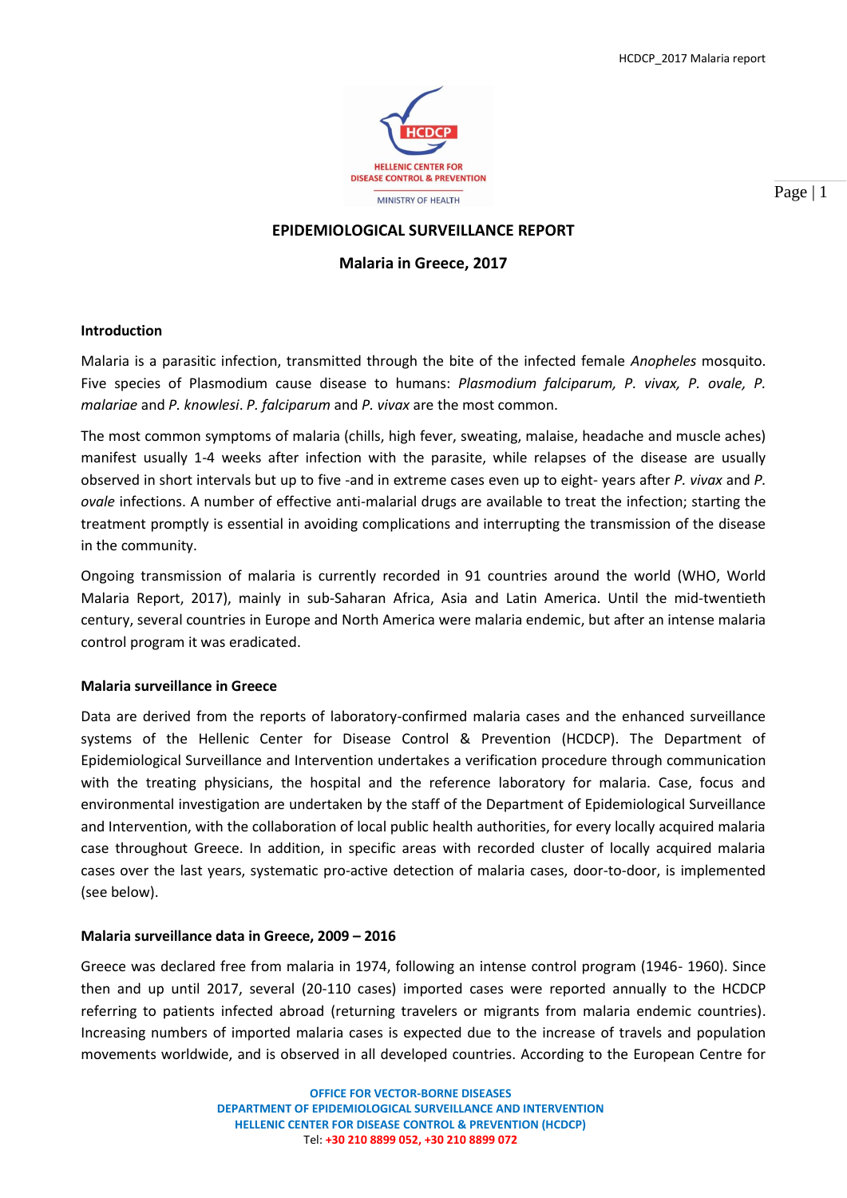# EPIDEMIOLOGICAL SURVEILLANCE REPORT

## Malaria in Greece, 2017

### Introduction

Malaria is a parasitic infection, transmitted through the bite of the infected female *Anopheles* mosquito. Five species of Plasmodium cause disease to humans: *Plasmodium falciparum, P. vivax, P. ovale, P. malariae* and *P. knowlesi*. *P. falciparum* and *P. vivax* are the most common.

The most common symptoms of malaria (chills, high fever, sweating, malaise, headache and muscle aches) manifest usually 1-4 weeks after infection with the parasite, while relapses of the disease are usually observed in short intervals but up to five -and in extreme cases even up to eight- years after *P. vivax* and *P. ovale* infections. A number of effective anti-malarial drugs are available to treat the infection; starting the treatment promptly is essential in avoiding complications and interrupting the transmission of the disease in the community.

Ongoing transmission of malaria is currently recorded in 91 countries around the world (WHO, World Malaria Report, 2017), mainly in sub-Saharan Africa, Asia and Latin America. Until the mid-twentieth century, several countries in Europe and North America were malaria endemic, but after an intense malaria control program it was eradicated.

### Malaria surveillance in Greece

Data are derived from the reports of laboratory-confirmed malaria cases and the enhanced surveillance systems of the Hellenic Center for Disease Control & Prevention (HCDCP). The Department of Epidemiological Surveillance and Intervention undertakes a verification procedure through communication with the treating physicians, the hospital and the reference laboratory for malaria. Case, focus and environmental investigation are undertaken by the staff of the Department of Epidemiological Surveillance and Intervention, with the collaboration of local public health authorities, for every locally acquired malaria case throughout Greece. In addition, in specific areas with recorded cluster of locally acquired malaria cases over the last years, systematic pro-active detection of malaria cases, door-to-door, is implemented (see below).

### Malaria surveillance data in Greece, 2009 – 2016

Greece was declared free from malaria in 1974, following an intense control program (1946- 1960). Since then and up until 2017, several (20-110 cases) imported cases were reported annually to the HCDCP referring to patients infected abroad (returning travelers or migrants from malaria endemic countries). Increasing numbers of imported malaria cases is expected due to the increase of travels and population movements worldwide, and is observed in all developed countries. According to the European Centre for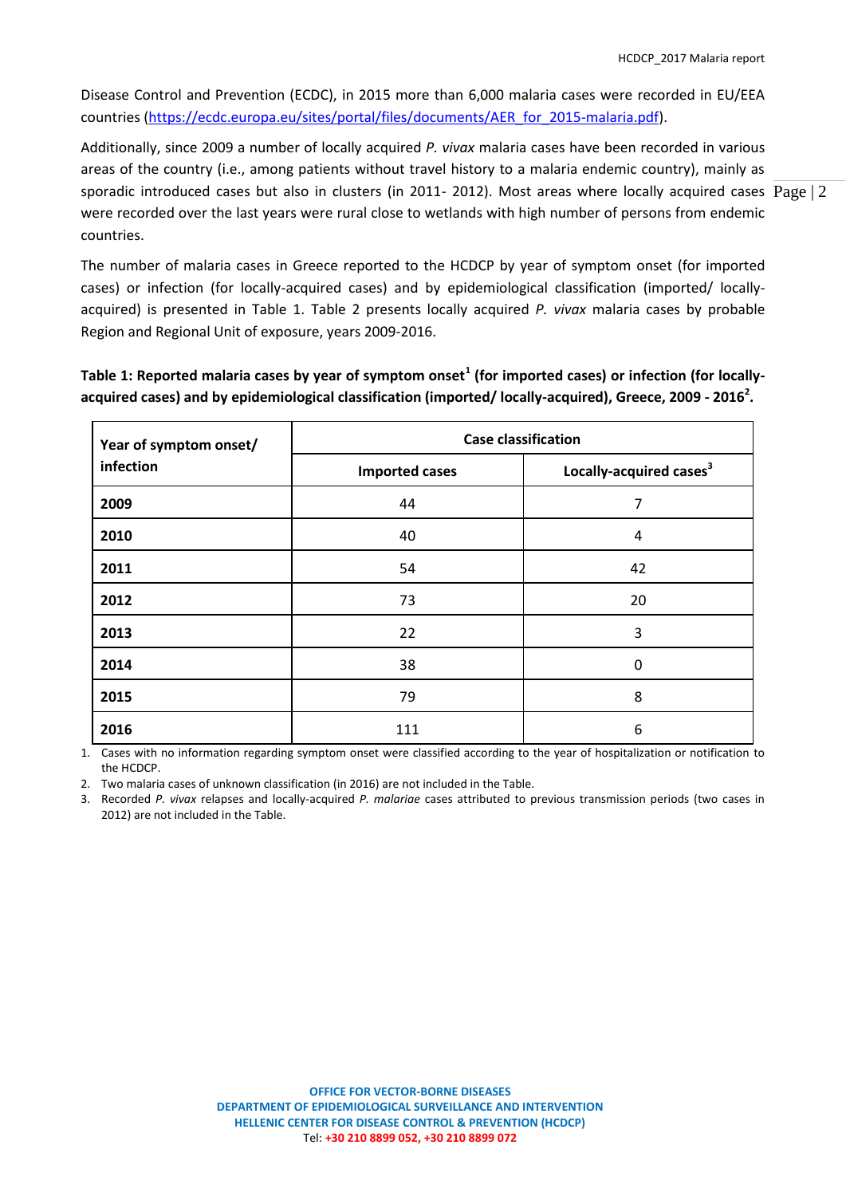Disease Control and Prevention (ECDC), in 2015 more than 6,000 malaria cases were recorded in EU/EEA countries (https://ecdc.europa.eu/sites/portal/files/documents/AER_for_2015-malaria.pdf).

Additionally, since 2009 a number of locally acquired *P. vivax* malaria cases have been recorded in various areas of the country (i.e., among patients without travel history to a malaria endemic country), mainly as sporadic introduced cases but also in clusters (in 2011- 2012). Most areas where locally acquired cases were recorded over the last years were rural close to wetlands with high number of persons from endemic countries.

The number of malaria cases in Greece reported to the HCDCP by year of symptom onset (for imported cases) or infection (for locally-acquired cases) and by epidemiological classification (imported/ locally-acquired) is presented in Table 1. Table 2 presents locally acquired *P. vivax* malaria cases by probable Region and Regional Unit of exposure, years 2009-2016.

**Table 1: Reported malaria cases by year of symptom onset[1] (for imported cases) or infection (for locally-acquired cases) and by epidemiological classification (imported/ locally-acquired), Greece, 2009 - 2016[2].**

| Year of symptom onset/ infection | Case classification | |
|---|---|---|
| | Imported cases | Locally-acquired cases[3] |
| **2009** | 44 | 7 |
| **2010** | 40 | 4 |
| **2011** | 54 | 42 |
| **2012** | 73 | 20 |
| **2013** | 22 | 3 |
| **2014** | 38 | 0 |
| **2015** | 79 | 8 |
| **2016** | 111 | 6 |

1. Cases with no information regarding symptom onset were classified according to the year of hospitalization or notification to the HCDCP.
2. Two malaria cases of unknown classification (in 2016) are not included in the Table.
3. Recorded *P. vivax* relapses and locally-acquired *P. malariae* cases attributed to previous transmission periods (two cases in 2012) are not included in the Table.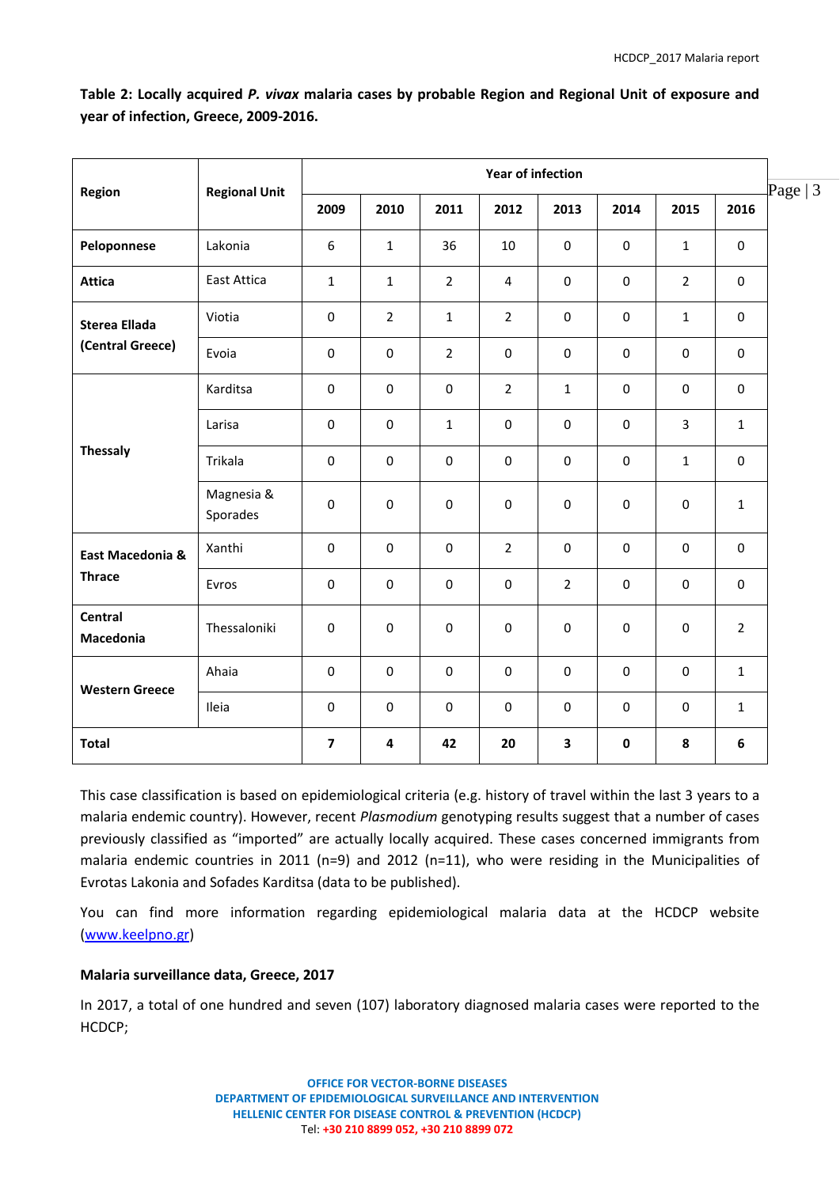**Table 2: Locally acquired *P. vivax* malaria cases by probable Region and Regional Unit of exposure and year of infection, Greece, 2009-2016.**

| Region | Regional Unit | Year of infection | | | | | | | |
|---|---|---|---|---|---|---|---|---|---|
| | | 2009 | 2010 | 2011 | 2012 | 2013 | 2014 | 2015 | 2016 |
| **Peloponnese** | Lakonia | 6 | 1 | 36 | 10 | 0 | 0 | 1 | 0 |
| **Attica** | East Attica | 1 | 1 | 2 | 4 | 0 | 0 | 2 | 0 |
| **Sterea Ellada (Central Greece)** | Viotia | 0 | 2 | 1 | 2 | 0 | 0 | 1 | 0 |
| | Evoia | 0 | 0 | 2 | 0 | 0 | 0 | 0 | 0 |
| **Thessaly** | Karditsa | 0 | 0 | 0 | 2 | 1 | 0 | 0 | 0 |
| | Larisa | 0 | 0 | 1 | 0 | 0 | 0 | 3 | 1 |
| | Trikala | 0 | 0 | 0 | 0 | 0 | 0 | 1 | 0 |
| | Magnesia & Sporades | 0 | 0 | 0 | 0 | 0 | 0 | 0 | 1 |
| **East Macedonia & Thrace** | Xanthi | 0 | 0 | 0 | 2 | 0 | 0 | 0 | 0 |
| | Evros | 0 | 0 | 0 | 0 | 2 | 0 | 0 | 0 |
| **Central Macedonia** | Thessaloniki | 0 | 0 | 0 | 0 | 0 | 0 | 0 | 2 |
| **Western Greece** | Ahaia | 0 | 0 | 0 | 0 | 0 | 0 | 0 | 1 |
| | Ileia | 0 | 0 | 0 | 0 | 0 | 0 | 0 | 1 |
| **Total** | | **7** | **4** | **42** | **20** | **3** | **0** | **8** | **6** |

This case classification is based on epidemiological criteria (e.g. history of travel within the last 3 years to a malaria endemic country). However, recent *Plasmodium* genotyping results suggest that a number of cases previously classified as "imported" are actually locally acquired. These cases concerned immigrants from malaria endemic countries in 2011 (n=9) and 2012 (n=11), who were residing in the Municipalities of Evrotas Lakonia and Sofades Karditsa (data to be published).

You can find more information regarding epidemiological malaria data at the HCDCP website ([www.keelpno.gr](http://www.keelpno.gr))

**Malaria surveillance data, Greece, 2017**

In 2017, a total of one hundred and seven (107) laboratory diagnosed malaria cases were reported to the HCDCP;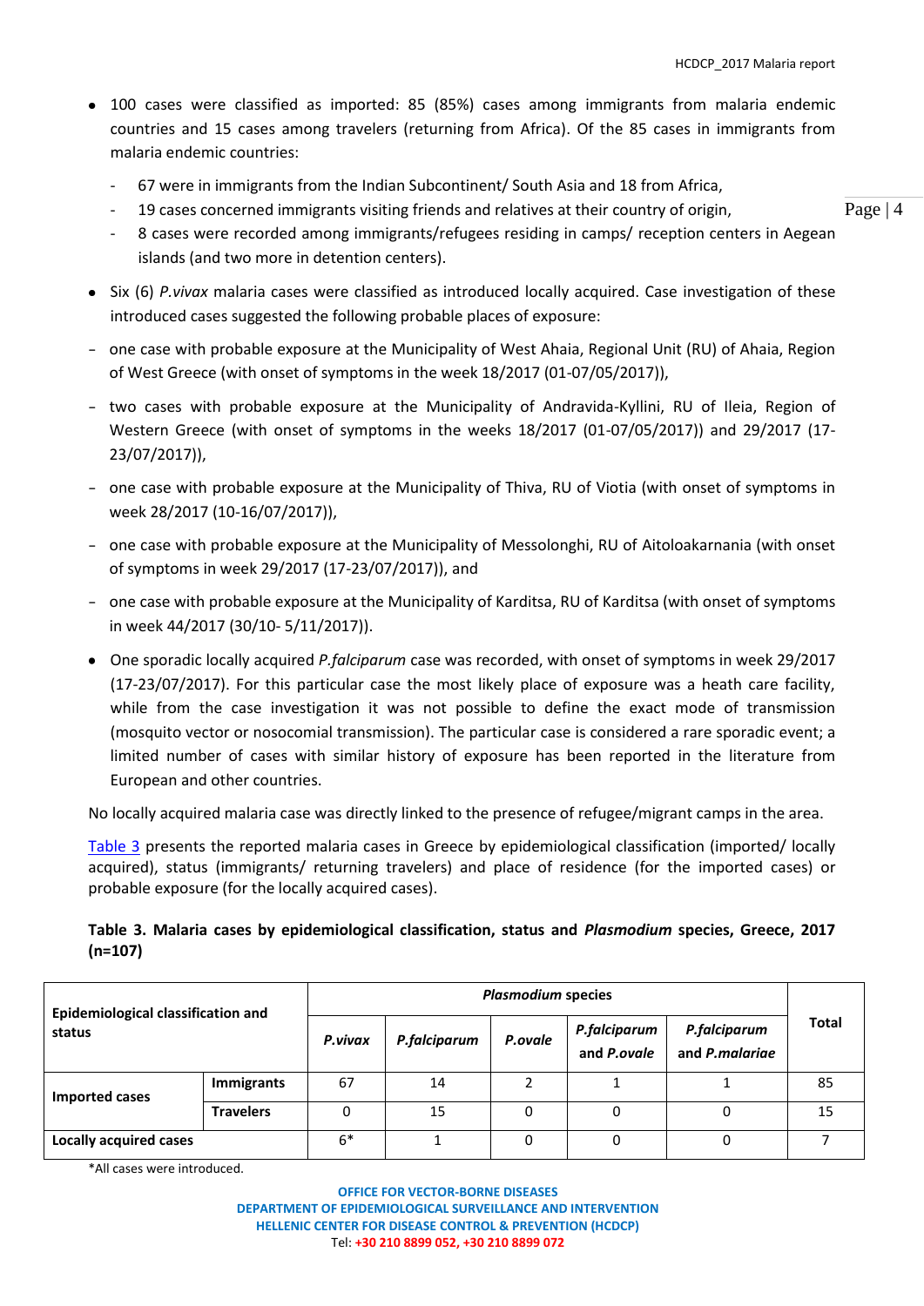- 100 cases were classified as imported: 85 (85%) cases among immigrants from malaria endemic countries and 15 cases among travelers (returning from Africa). Of the 85 cases in immigrants from malaria endemic countries:
  - 67 were in immigrants from the Indian Subcontinent/ South Asia and 18 from Africa,
  - 19 cases concerned immigrants visiting friends and relatives at their country of origin,
  - 8 cases were recorded among immigrants/refugees residing in camps/ reception centers in Aegean islands (and two more in detention centers).
- Six (6) *P.vivax* malaria cases were classified as introduced locally acquired. Case investigation of these introduced cases suggested the following probable places of exposure:

- one case with probable exposure at the Municipality of West Ahaia, Regional Unit (RU) of Ahaia, Region of West Greece (with onset of symptoms in the week 18/2017 (01-07/05/2017)),
- two cases with probable exposure at the Municipality of Andravida-Kyllini, RU of Ileia, Region of Western Greece (with onset of symptoms in the weeks 18/2017 (01-07/05/2017)) and 29/2017 (17-23/07/2017)),
- one case with probable exposure at the Municipality of Thiva, RU of Viotia (with onset of symptoms in week 28/2017 (10-16/07/2017)),
- one case with probable exposure at the Municipality of Messolonghi, RU of Aitoloakarnania (with onset of symptoms in week 29/2017 (17-23/07/2017)), and
- one case with probable exposure at the Municipality of Karditsa, RU of Karditsa (with onset of symptoms in week 44/2017 (30/10- 5/11/2017)).

- One sporadic locally acquired *P.falciparum* case was recorded, with onset of symptoms in week 29/2017 (17-23/07/2017). For this particular case the most likely place of exposure was a heath care facility, while from the case investigation it was not possible to define the exact mode of transmission (mosquito vector or nosocomial transmission). The particular case is considered a rare sporadic event; a limited number of cases with similar history of exposure has been reported in the literature from European and other countries.

No locally acquired malaria case was directly linked to the presence of refugee/migrant camps in the area.

Table 3 presents the reported malaria cases in Greece by epidemiological classification (imported/ locally acquired), status (immigrants/ returning travelers) and place of residence (for the imported cases) or probable exposure (for the locally acquired cases).

**Table 3. Malaria cases by epidemiological classification, status and *Plasmodium* species, Greece, 2017 (n=107)**

| Epidemiological classification and status | | *Plasmodium* species | | | | | Total |
|---|---|---|---|---|---|---|---|
| | | *P.vivax* | *P.falciparum* | *P.ovale* | *P.falciparum* and *P.ovale* | *P.falciparum* and *P.malariae* | |
| **Imported cases** | **Immigrants** | 67 | 14 | 2 | 1 | 1 | 85 |
| | **Travelers** | 0 | 15 | 0 | 0 | 0 | 15 |
| **Locally acquired cases** | | 6* | 1 | 0 | 0 | 0 | 7 |

*All cases were introduced.

**OFFICE FOR VECTOR-BORNE DISEASES**
**DEPARTMENT OF EPIDEMIOLOGICAL SURVEILLANCE AND INTERVENTION**
**HELLENIC CENTER FOR DISEASE CONTROL & PREVENTION (HCDCP)**
Tel: **+30 210 8899 052, +30 210 8899 072**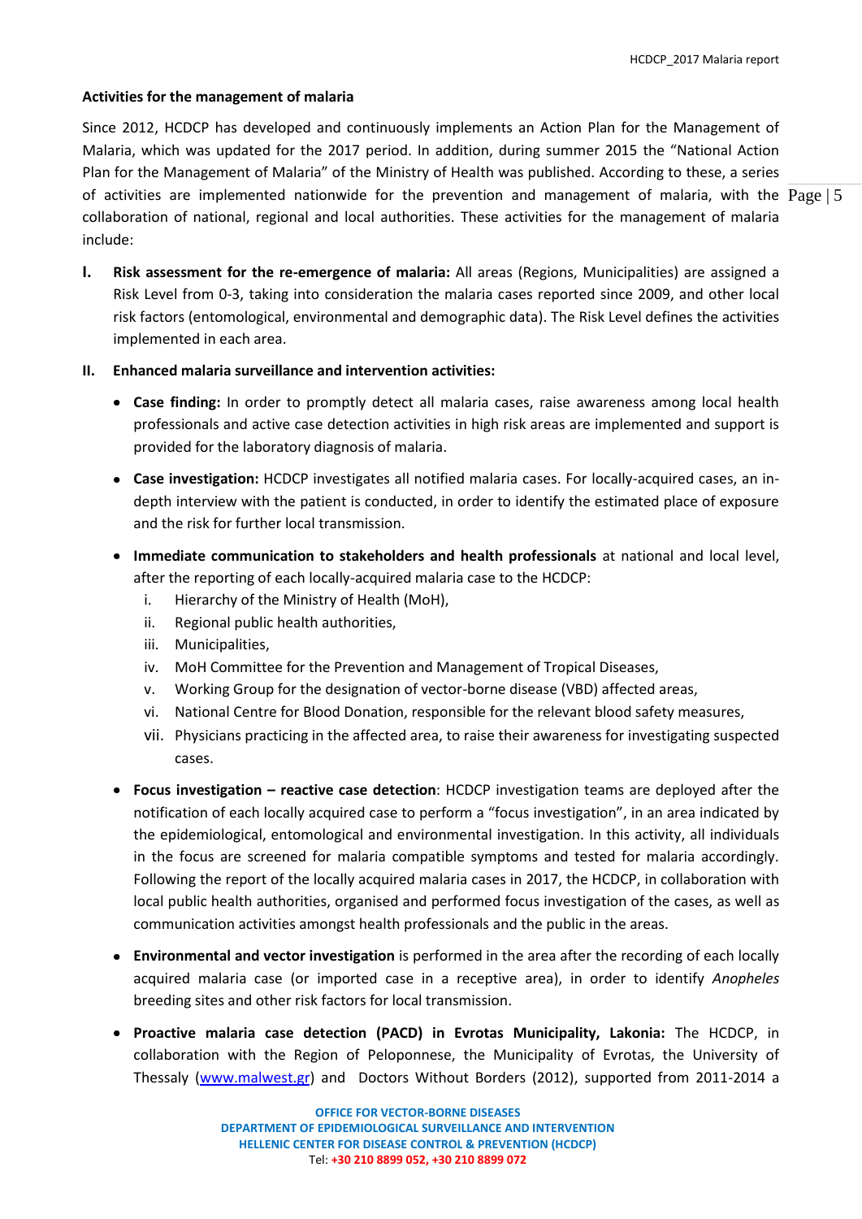**Activities for the management of malaria**

Since 2012, HCDCP has developed and continuously implements an Action Plan for the Management of Malaria, which was updated for the 2017 period. In addition, during summer 2015 the "National Action Plan for the Management of Malaria" of the Ministry of Health was published. According to these, a series of activities are implemented nationwide for the prevention and management of malaria, with the collaboration of national, regional and local authorities. These activities for the management of malaria include:

**I. Risk assessment for the re-emergence of malaria:** All areas (Regions, Municipalities) are assigned a Risk Level from 0-3, taking into consideration the malaria cases reported since 2009, and other local risk factors (entomological, environmental and demographic data). The Risk Level defines the activities implemented in each area.

**II. Enhanced malaria surveillance and intervention activities:**

- **Case finding:** In order to promptly detect all malaria cases, raise awareness among local health professionals and active case detection activities in high risk areas are implemented and support is provided for the laboratory diagnosis of malaria.
- **Case investigation:** HCDCP investigates all notified malaria cases. For locally-acquired cases, an in-depth interview with the patient is conducted, in order to identify the estimated place of exposure and the risk for further local transmission.
- **Immediate communication to stakeholders and health professionals** at national and local level, after the reporting of each locally-acquired malaria case to the HCDCP:
  - i. Hierarchy of the Ministry of Health (MoH),
  - ii. Regional public health authorities,
  - iii. Municipalities,
  - iv. MoH Committee for the Prevention and Management of Tropical Diseases,
  - v. Working Group for the designation of vector-borne disease (VBD) affected areas,
  - vi. National Centre for Blood Donation, responsible for the relevant blood safety measures,
  - vii. Physicians practicing in the affected area, to raise their awareness for investigating suspected cases.
- **Focus investigation – reactive case detection**: HCDCP investigation teams are deployed after the notification of each locally acquired case to perform a "focus investigation", in an area indicated by the epidemiological, entomological and environmental investigation. In this activity, all individuals in the focus are screened for malaria compatible symptoms and tested for malaria accordingly. Following the report of the locally acquired malaria cases in 2017, the HCDCP, in collaboration with local public health authorities, organised and performed focus investigation of the cases, as well as communication activities amongst health professionals and the public in the areas.
- **Environmental and vector investigation** is performed in the area after the recording of each locally acquired malaria case (or imported case in a receptive area), in order to identify *Anopheles* breeding sites and other risk factors for local transmission.
- **Proactive malaria case detection (PACD) in Evrotas Municipality, Lakonia:** The HCDCP, in collaboration with the Region of Peloponnese, the Municipality of Evrotas, the University of Thessaly (www.malwest.gr) and Doctors Without Borders (2012), supported from 2011-2014 a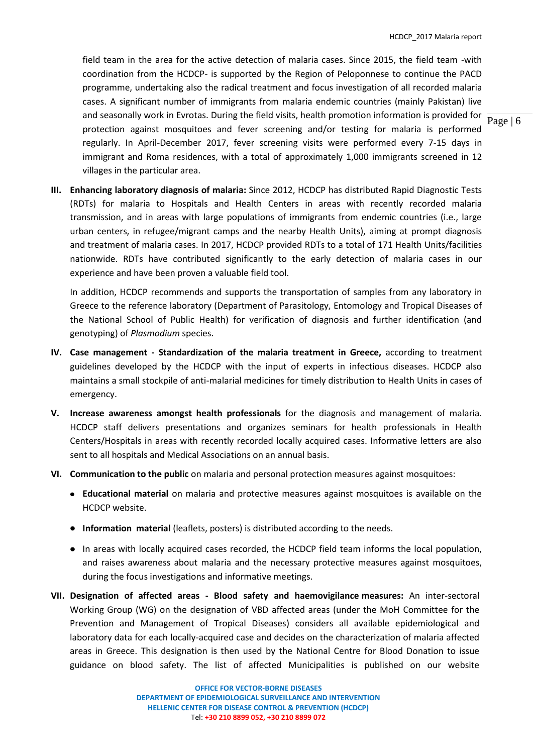field team in the area for the active detection of malaria cases. Since 2015, the field team -with coordination from the HCDCP- is supported by the Region of Peloponnese to continue the PACD programme, undertaking also the radical treatment and focus investigation of all recorded malaria cases. A significant number of immigrants from malaria endemic countries (mainly Pakistan) live and seasonally work in Evrotas. During the field visits, health promotion information is provided for protection against mosquitoes and fever screening and/or testing for malaria is performed regularly. In April-December 2017, fever screening visits were performed every 7-15 days in immigrant and Roma residences, with a total of approximately 1,000 immigrants screened in 12 villages in the particular area.

III. **Enhancing laboratory diagnosis of malaria:** Since 2012, HCDCP has distributed Rapid Diagnostic Tests (RDTs) for malaria to Hospitals and Health Centers in areas with recently recorded malaria transmission, and in areas with large populations of immigrants from endemic countries (i.e., large urban centers, in refugee/migrant camps and the nearby Health Units), aiming at prompt diagnosis and treatment of malaria cases. In 2017, HCDCP provided RDTs to a total of 171 Health Units/facilities nationwide. RDTs have contributed significantly to the early detection of malaria cases in our experience and have been proven a valuable field tool.

    In addition, HCDCP recommends and supports the transportation of samples from any laboratory in Greece to the reference laboratory (Department of Parasitology, Entomology and Tropical Diseases of the National School of Public Health) for verification of diagnosis and further identification (and genotyping) of *Plasmodium* species.

IV. **Case management - Standardization of the malaria treatment in Greece,** according to treatment guidelines developed by the HCDCP with the input of experts in infectious diseases. HCDCP also maintains a small stockpile of anti-malarial medicines for timely distribution to Health Units in cases of emergency.

V. **Increase awareness amongst health professionals** for the diagnosis and management of malaria. HCDCP staff delivers presentations and organizes seminars for health professionals in Health Centers/Hospitals in areas with recently recorded locally acquired cases. Informative letters are also sent to all hospitals and Medical Associations on an annual basis.

VI. **Communication to the public** on malaria and personal protection measures against mosquitoes:

    - **Educational material** on malaria and protective measures against mosquitoes is available on the HCDCP website.
    - **Information material** (leaflets, posters) is distributed according to the needs.
    - In areas with locally acquired cases recorded, the HCDCP field team informs the local population, and raises awareness about malaria and the necessary protective measures against mosquitoes, during the focus investigations and informative meetings.

VII. **Designation of affected areas - Blood safety and haemovigilance measures:** An inter-sectoral Working Group (WG) on the designation of VBD affected areas (under the MoH Committee for the Prevention and Management of Tropical Diseases) considers all available epidemiological and laboratory data for each locally-acquired case and decides on the characterization of malaria affected areas in Greece. This designation is then used by the National Centre for Blood Donation to issue guidance on blood safety. The list of affected Municipalities is published on our website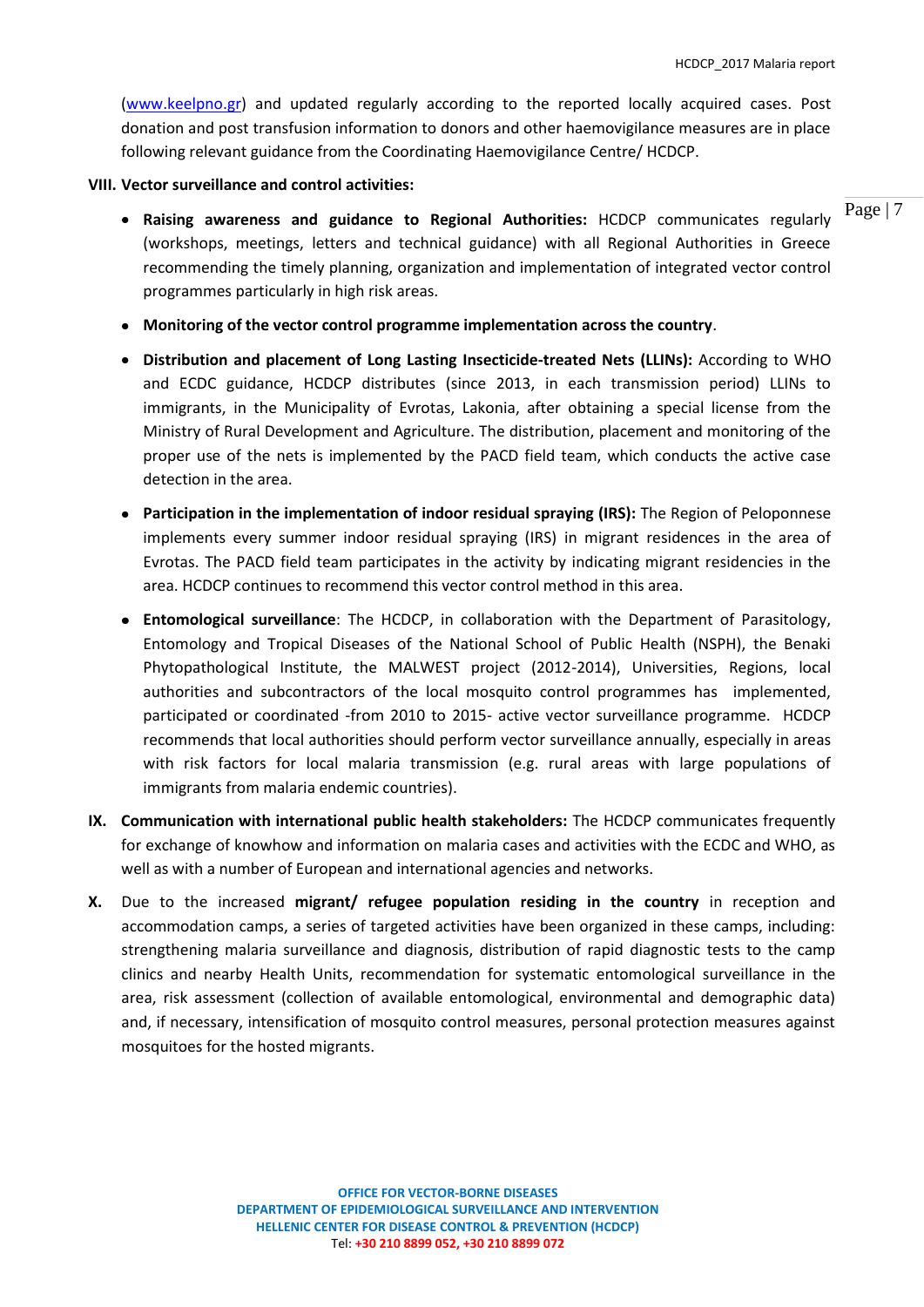(www.keelpno.gr) and updated regularly according to the reported locally acquired cases. Post donation and post transfusion information to donors and other haemovigilance measures are in place following relevant guidance from the Coordinating Haemovigilance Centre/ HCDCP.

**VIII. Vector surveillance and control activities:**

- **Raising awareness and guidance to Regional Authorities:** HCDCP communicates regularly (workshops, meetings, letters and technical guidance) with all Regional Authorities in Greece recommending the timely planning, organization and implementation of integrated vector control programmes particularly in high risk areas.
- **Monitoring of the vector control programme implementation across the country**.
- **Distribution and placement of Long Lasting Insecticide-treated Nets (LLINs):** According to WHO and ECDC guidance, HCDCP distributes (since 2013, in each transmission period) LLINs to immigrants, in the Municipality of Evrotas, Lakonia, after obtaining a special license from the Ministry of Rural Development and Agriculture. The distribution, placement and monitoring of the proper use of the nets is implemented by the PACD field team, which conducts the active case detection in the area.
- **Participation in the implementation of indoor residual spraying (IRS):** The Region of Peloponnese implements every summer indoor residual spraying (IRS) in migrant residences in the area of Evrotas. The PACD field team participates in the activity by indicating migrant residencies in the area. HCDCP continues to recommend this vector control method in this area.
- **Entomological surveillance**: The HCDCP, in collaboration with the Department of Parasitology, Entomology and Tropical Diseases of the National School of Public Health (NSPH), the Benaki Phytopathological Institute, the MALWEST project (2012-2014), Universities, Regions, local authorities and subcontractors of the local mosquito control programmes has implemented, participated or coordinated -from 2010 to 2015- active vector surveillance programme. HCDCP recommends that local authorities should perform vector surveillance annually, especially in areas with risk factors for local malaria transmission (e.g. rural areas with large populations of immigrants from malaria endemic countries).

**IX. Communication with international public health stakeholders:** The HCDCP communicates frequently for exchange of knowhow and information on malaria cases and activities with the ECDC and WHO, as well as with a number of European and international agencies and networks.

**X.** Due to the increased **migrant/ refugee population residing in the country** in reception and accommodation camps, a series of targeted activities have been organized in these camps, including: strengthening malaria surveillance and diagnosis, distribution of rapid diagnostic tests to the camp clinics and nearby Health Units, recommendation for systematic entomological surveillance in the area, risk assessment (collection of available entomological, environmental and demographic data) and, if necessary, intensification of mosquito control measures, personal protection measures against mosquitoes for the hosted migrants.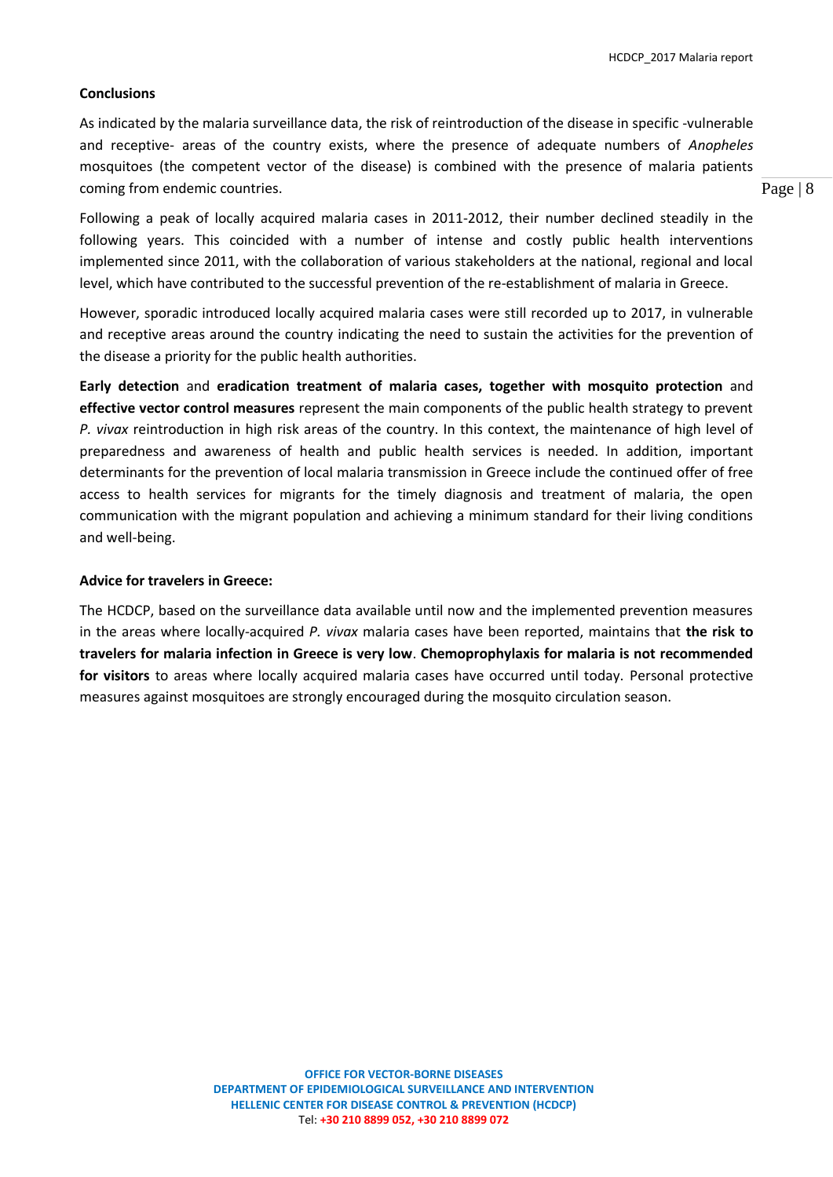**Conclusions**

As indicated by the malaria surveillance data, the risk of reintroduction of the disease in specific -vulnerable and receptive- areas of the country exists, where the presence of adequate numbers of *Anopheles* mosquitoes (the competent vector of the disease) is combined with the presence of malaria patients coming from endemic countries.

Following a peak of locally acquired malaria cases in 2011-2012, their number declined steadily in the following years. This coincided with a number of intense and costly public health interventions implemented since 2011, with the collaboration of various stakeholders at the national, regional and local level, which have contributed to the successful prevention of the re-establishment of malaria in Greece.

However, sporadic introduced locally acquired malaria cases were still recorded up to 2017, in vulnerable and receptive areas around the country indicating the need to sustain the activities for the prevention of the disease a priority for the public health authorities.

**Early detection** and **eradication treatment of malaria cases, together with mosquito protection** and **effective vector control measures** represent the main components of the public health strategy to prevent *P. vivax* reintroduction in high risk areas of the country. In this context, the maintenance of high level of preparedness and awareness of health and public health services is needed. In addition, important determinants for the prevention of local malaria transmission in Greece include the continued offer of free access to health services for migrants for the timely diagnosis and treatment of malaria, the open communication with the migrant population and achieving a minimum standard for their living conditions and well-being.

**Advice for travelers in Greece:**

The HCDCP, based on the surveillance data available until now and the implemented prevention measures in the areas where locally-acquired *P. vivax* malaria cases have been reported, maintains that **the risk to travelers for malaria infection in Greece is very low**. **Chemoprophylaxis for malaria is not recommended for visitors** to areas where locally acquired malaria cases have occurred until today. Personal protective measures against mosquitoes are strongly encouraged during the mosquito circulation season.